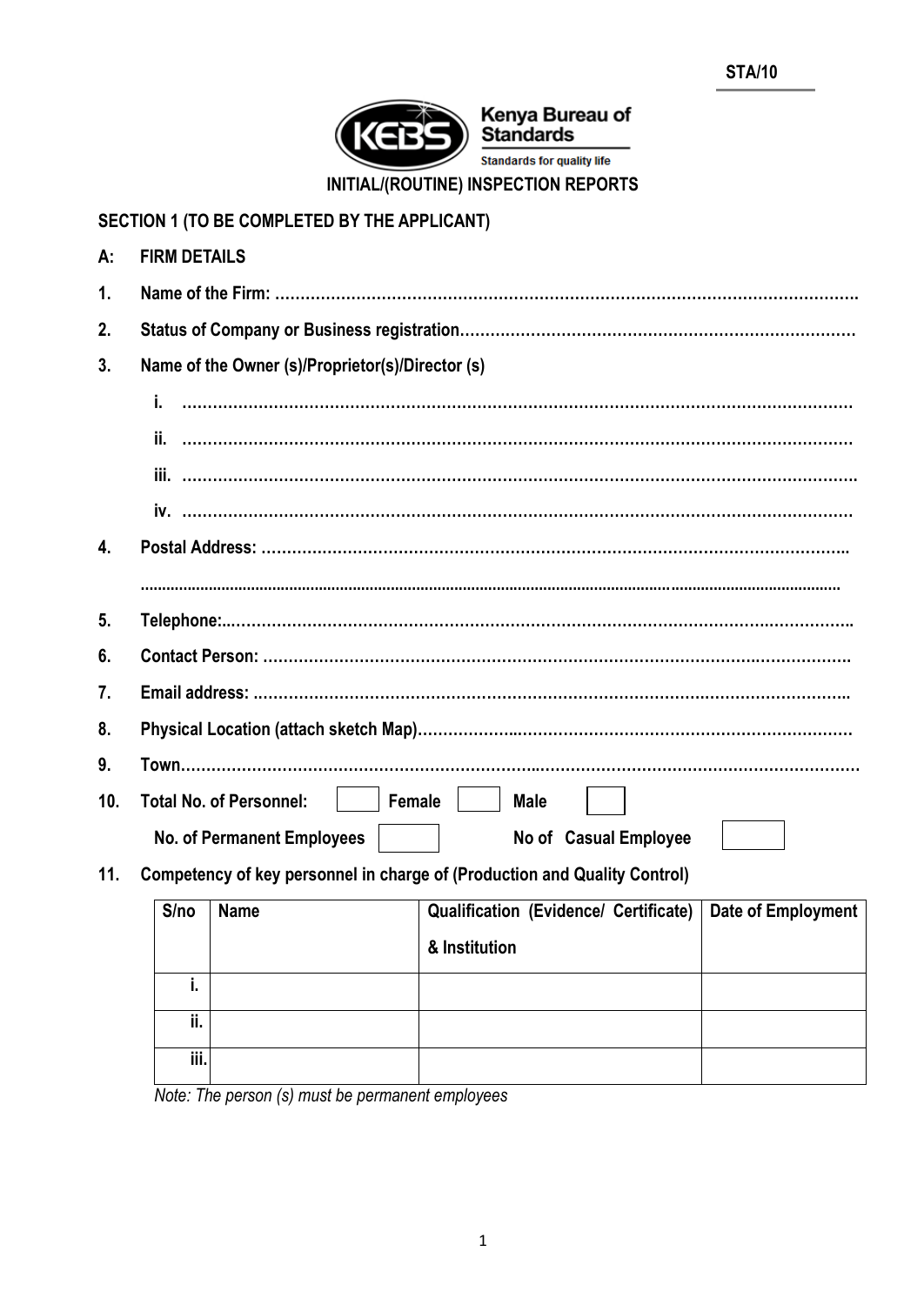STA/10

Kenya Bureau of Standards

Standards for quality life

# INITIAL/(ROUTINE) INSPECTION REPORTS

## SECTION 1 (TO BE COMPLETED BY THE APPLICANT)

**A: FIRM DETAILS**

1. **Name of the Firm: …………………………………………………………………………………………………….**
2. **Status of Company or Business registration…………………………………………………………………**
3. **Name of the Owner (s)/Proprietor(s)/Director (s)**
   - i. ………………………………………………………………………………………………………………
   - ii. ………………………………………………………………………………………………………………
   - iii. ………………………………………………………………………………………………………………
   - iv. ………………………………………………………………………………………………………………
4. **Postal Address: ……………………………………………………………………………………………..**

   ……………………………………………………………………………………………………………………
5. **Telephone:……………………………………………………………………………………………………..**
6. **Contact Person: ……………………………………………………………………………………………….**
7. **Email address: ………………………………………………………………………………………………..**
8. **Physical Location (attach sketch Map)………………...……………………………………………………**
9. **Town……………………………………………………………..……………………………………………**
10. **Total No. of Personnel:** [ ] **Female** [ ] **Male** [ ]

    **No. of Permanent Employees** [ ] **No of Casual Employee** [ ]
11. **Competency of key personnel in charge of (Production and Quality Control)**

| S/no | Name | Qualification (Evidence/ Certificate) & Institution | Date of Employment |
|---|---|---|---|
| i. | | | |
| ii. | | | |
| iii. | | | |

*Note: The person (s) must be permanent employees*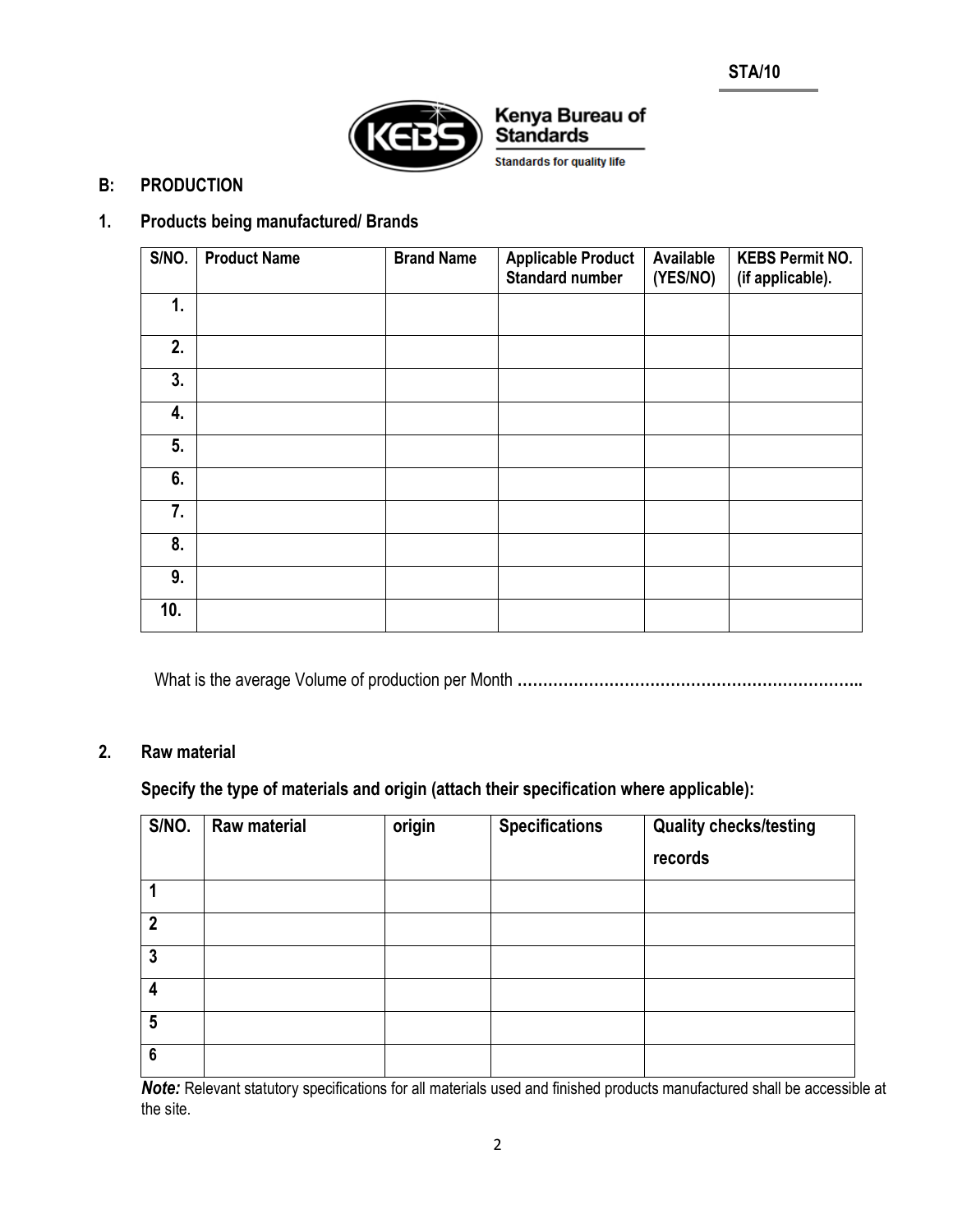STA/10

Kenya Bureau of Standards

Standards for quality life

## B: PRODUCTION

### 1. Products being manufactured/ Brands

| S/NO. | Product Name | Brand Name | Applicable Product Standard number | Available (YES/NO) | KEBS Permit NO. (if applicable). |
|---|---|---|---|---|---|
| 1. | | | | | |
| 2. | | | | | |
| 3. | | | | | |
| 4. | | | | | |
| 5. | | | | | |
| 6. | | | | | |
| 7. | | | | | |
| 8. | | | | | |
| 9. | | | | | |
| 10. | | | | | |

What is the average Volume of production per Month **…………………………………………………………..**

### 2. Raw material

**Specify the type of materials and origin (attach their specification where applicable):**

| S/NO. | Raw material | origin | Specifications | Quality checks/testing records |
|---|---|---|---|---|
| 1 | | | | |
| 2 | | | | |
| 3 | | | | |
| 4 | | | | |
| 5 | | | | |
| 6 | | | | |

***Note:*** Relevant statutory specifications for all materials used and finished products manufactured shall be accessible at the site.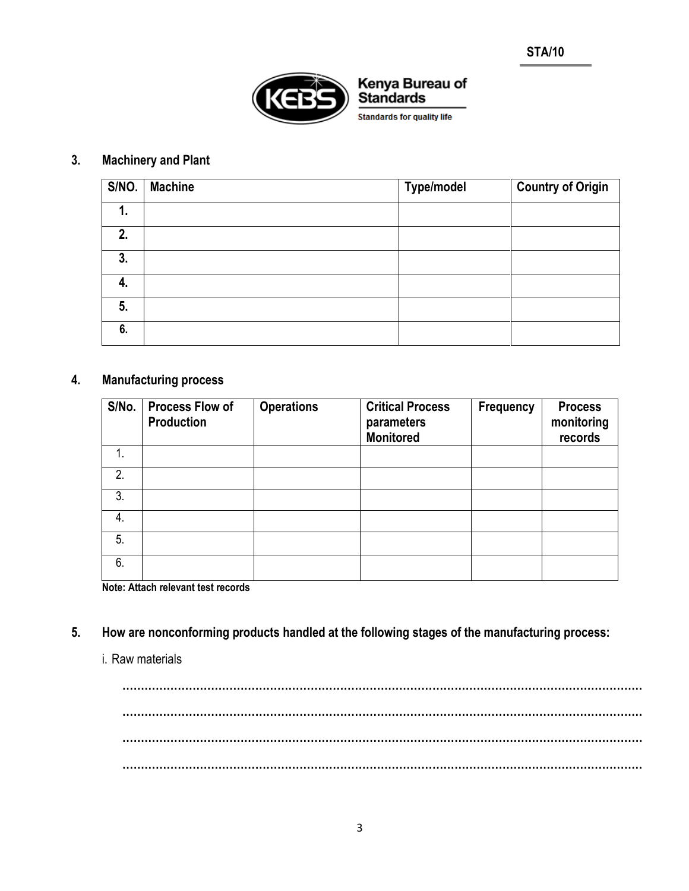STA/10

Kenya Bureau of Standards

Standards for quality life

## 3. Machinery and Plant

| S/NO. | Machine | Type/model | Country of Origin |
|---|---|---|---|
| 1. | | | |
| 2. | | | |
| 3. | | | |
| 4. | | | |
| 5. | | | |
| 6. | | | |

## 4. Manufacturing process

| S/No. | Process Flow of Production | Operations | Critical Process parameters Monitored | Frequency | Process monitoring records |
|---|---|---|---|---|---|
| 1. | | | | | |
| 2. | | | | | |
| 3. | | | | | |
| 4. | | | | | |
| 5. | | | | | |
| 6. | | | | | |

**Note: Attach relevant test records**

## 5. How are nonconforming products handled at the following stages of the manufacturing process:

i. Raw materials

.............................................................................................................................................

.............................................................................................................................................

.............................................................................................................................................

.............................................................................................................................................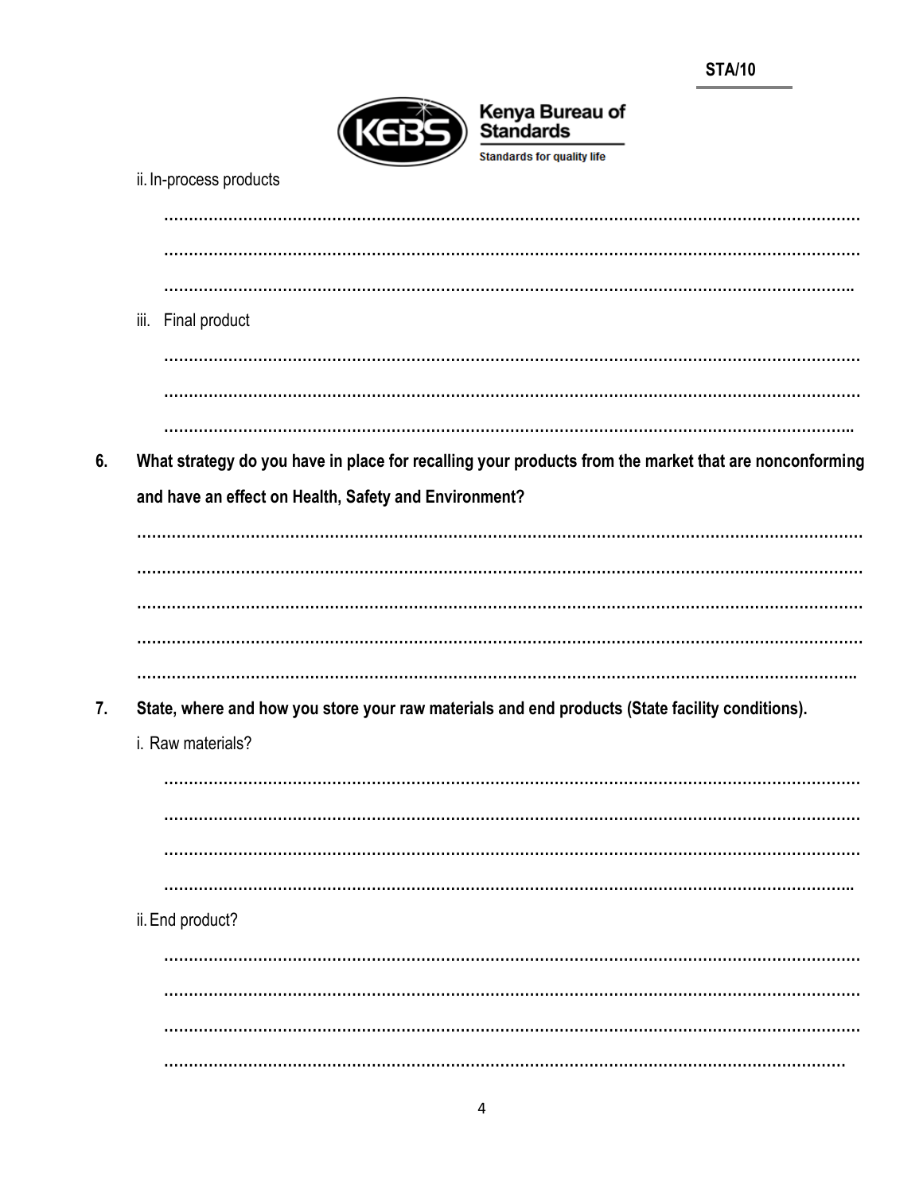ii. In-process products

………………………………………………………………………………………………………………………………

………………………………………………………………………………………………………………………………

……………………………………………………………………………………………………………………………..

iii. Final product

………………………………………………………………………………………………………………………………

………………………………………………………………………………………………………………………………

……………………………………………………………………………………………………………………………..

**6. What strategy do you have in place for recalling your products from the market that are nonconforming and have an effect on Health, Safety and Environment?**

………………………………………………………………………………………………………………………………

………………………………………………………………………………………………………………………………

………………………………………………………………………………………………………………………………

………………………………………………………………………………………………………………………………

……………………………………………………………………………………………………………………………..

**7. State, where and how you store your raw materials and end products (State facility conditions).**

i. Raw materials?

………………………………………………………………………………………………………………………………

………………………………………………………………………………………………………………………………

………………………………………………………………………………………………………………………………

……………………………………………………………………………………………………………………………..

ii. End product?

………………………………………………………………………………………………………………………………

………………………………………………………………………………………………………………………………

………………………………………………………………………………………………………………………………

……………………………………………………………………………………………………………………………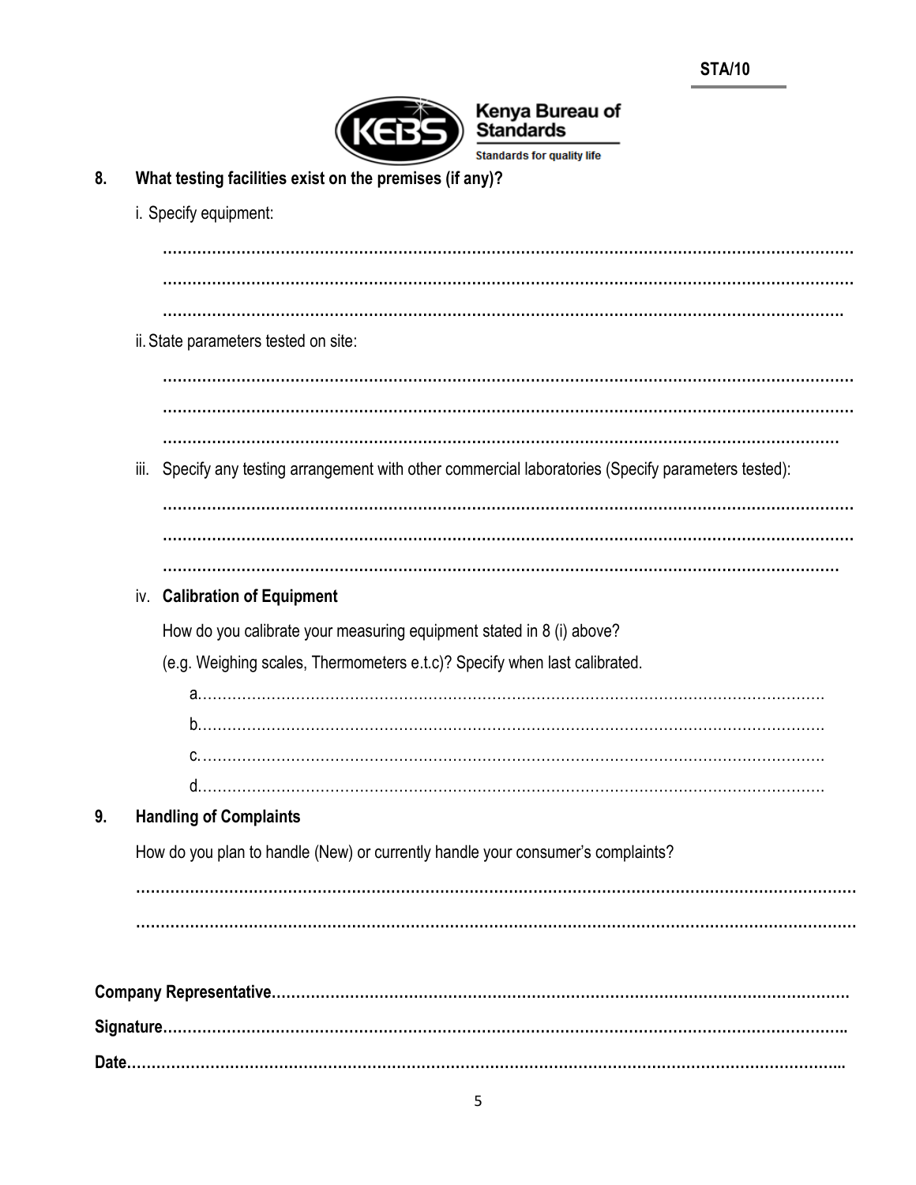**8. What testing facilities exist on the premises (if any)?**

i. Specify equipment:

..........................................................................................................................................

..........................................................................................................................................

..........................................................................................................................................

ii. State parameters tested on site:

..........................................................................................................................................

..........................................................................................................................................

..........................................................................................................................................

iii. Specify any testing arrangement with other commercial laboratories (Specify parameters tested):

..........................................................................................................................................

..........................................................................................................................................

..........................................................................................................................................

iv. **Calibration of Equipment**

How do you calibrate your measuring equipment stated in 8 (i) above?

(e.g. Weighing scales, Thermometers e.t.c)? Specify when last calibrated.

a.......................................................................................................................

b.......................................................................................................................

c.......................................................................................................................

d.......................................................................................................................

**9. Handling of Complaints**

How do you plan to handle (New) or currently handle your consumer's complaints?

..........................................................................................................................................

..........................................................................................................................................

**Company Representative**.......................................................................................................

**Signature**..............................................................................................................................

**Date**.....................................................................................................................................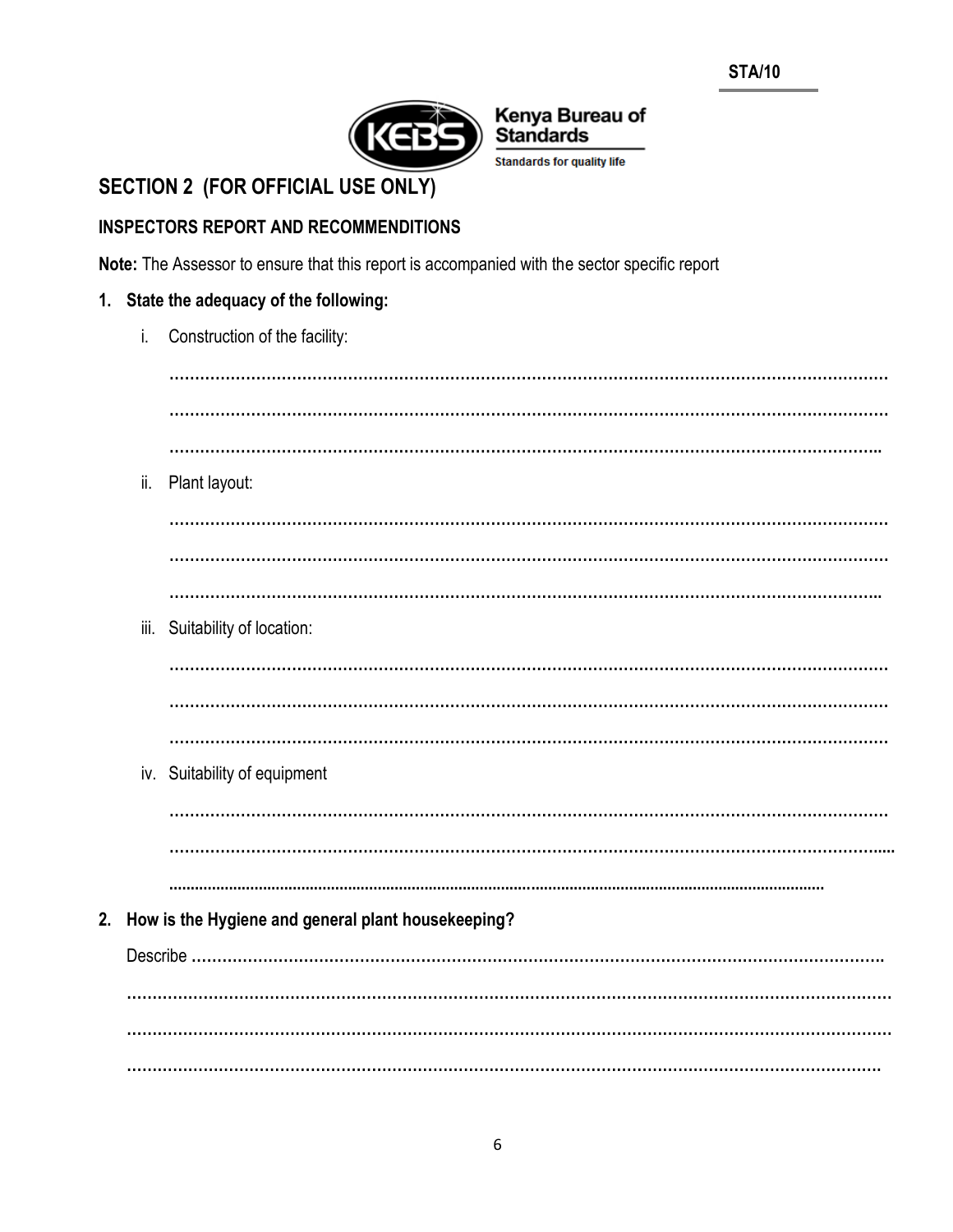STA/10

Kenya Bureau of Standards

Standards for quality life

## SECTION 2 (FOR OFFICIAL USE ONLY)

### INSPECTORS REPORT AND RECOMMENDITIONS

**Note:** The Assessor to ensure that this report is accompanied with the sector specific report

**1. State the adequacy of the following:**

i. Construction of the facility:

………………………………………………………………………………………………………………

………………………………………………………………………………………………………………

………………………………………………………………………………………………………………

ii. Plant layout:

………………………………………………………………………………………………………………

………………………………………………………………………………………………………………

………………………………………………………………………………………………………………

iii. Suitability of location:

………………………………………………………………………………………………………………

………………………………………………………………………………………………………………

………………………………………………………………………………………………………………

iv. Suitability of equipment

………………………………………………………………………………………………………………

………………………………………………………………………………………………………………

………………………………………………………………………………………………………………

**2. How is the Hygiene and general plant housekeeping?**

Describe ………………………………………………………………………………………………………

………………………………………………………………………………………………………………

………………………………………………………………………………………………………………

………………………………………………………………………………………………………………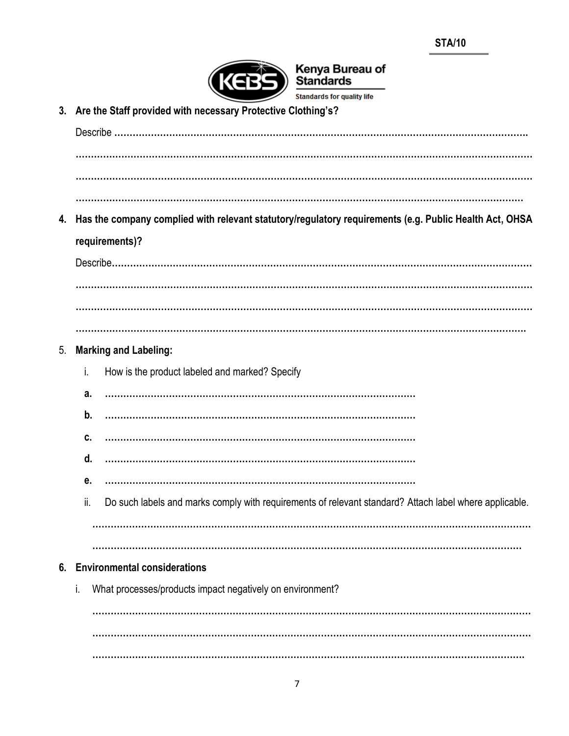3. **Are the Staff provided with necessary Protective Clothing's?**

   Describe ……………………………………………………………………………………………………………………….

   ……………………………………………………………………………………………………………………………………

   ……………………………………………………………………………………………………………………………………

   ……………………………………………………………………………………………………………………………………

4. **Has the company complied with relevant statutory/regulatory requirements (e.g. Public Health Act, OHSA requirements)?**

   Describe……………………………………………………………………………………………………………………………

   ……………………………………………………………………………………………………………………………………

   ……………………………………………………………………………………………………………………………………

   ……………………………………………………………………………………………………………………………………

5. **Marking and Labeling:**

   i. How is the product labeled and marked? Specify

      **a.** …………………………………………………………………………………………

      **b.** …………………………………………………………………………………………

      **c.** …………………………………………………………………………………………

      **d.** …………………………………………………………………………………………

      **e.** …………………………………………………………………………………………

   ii. Do such labels and marks comply with requirements of relevant standard? Attach label where applicable.

      ……………………………………………………………………………………………………………………………………

      ……………………………………………………………………………………………………………………………………

6. **Environmental considerations**

   i. What processes/products impact negatively on environment?

      ……………………………………………………………………………………………………………………………………

      ……………………………………………………………………………………………………………………………………

      ……………………………………………………………………………………………………………………………………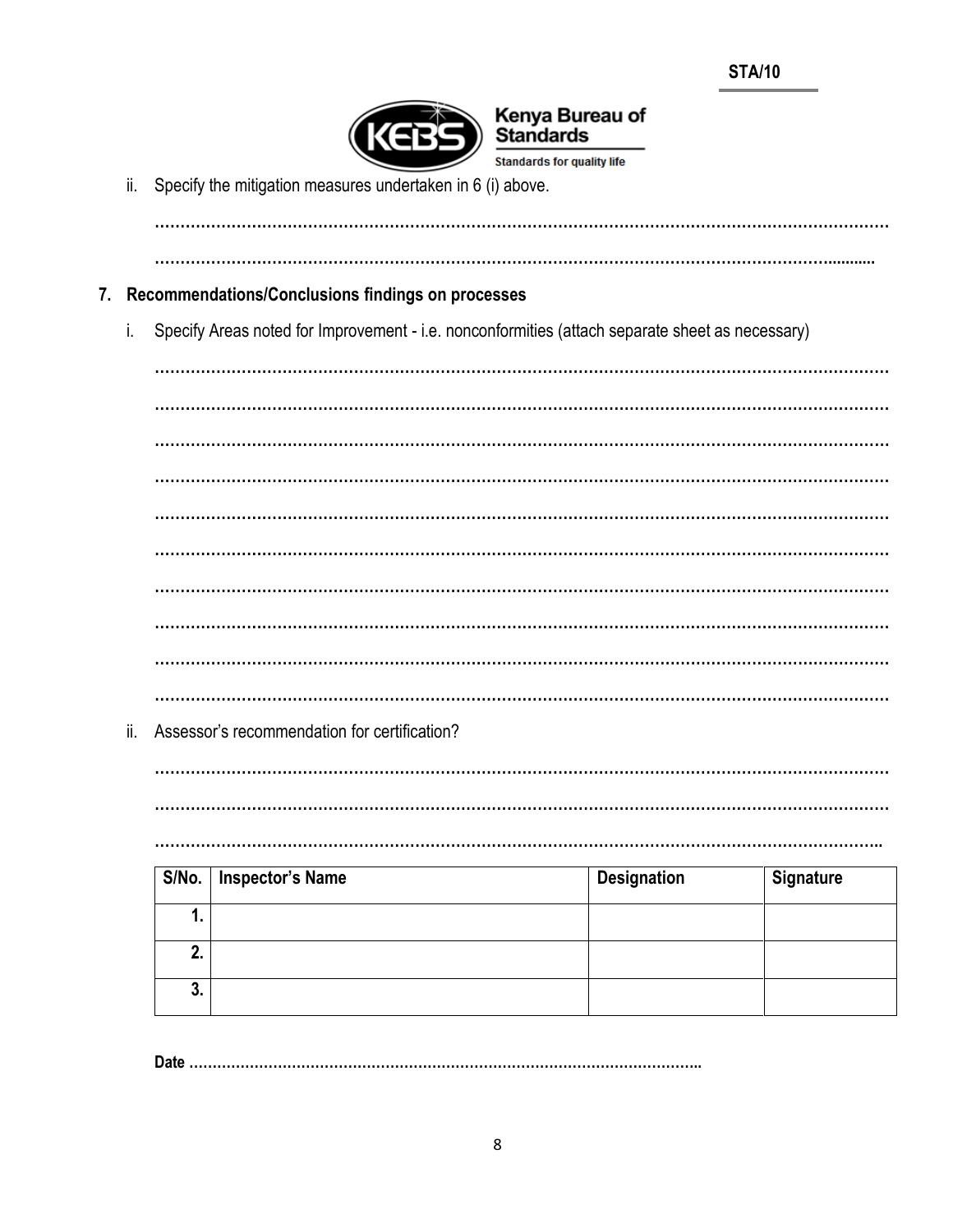ii. Specify the mitigation measures undertaken in 6 (i) above.

…………………………………………………………………………………………………………………………………

…………………………………………………………………………………………………………………………………

## 7. Recommendations/Conclusions findings on processes

i. Specify Areas noted for Improvement - i.e. nonconformities (attach separate sheet as necessary)

…………………………………………………………………………………………………………………………………

…………………………………………………………………………………………………………………………………

…………………………………………………………………………………………………………………………………

…………………………………………………………………………………………………………………………………

…………………………………………………………………………………………………………………………………

…………………………………………………………………………………………………………………………………

…………………………………………………………………………………………………………………………………

…………………………………………………………………………………………………………………………………

…………………………………………………………………………………………………………………………………

…………………………………………………………………………………………………………………………………

ii. Assessor's recommendation for certification?

…………………………………………………………………………………………………………………………………

…………………………………………………………………………………………………………………………………

…………………………………………………………………………………………………………………………………

| S/No. | Inspector's Name | Designation | Signature |
|---|---|---|---|
| 1. | | | |
| 2. | | | |
| 3. | | | |

**Date** ……………………………………………………………………………………………